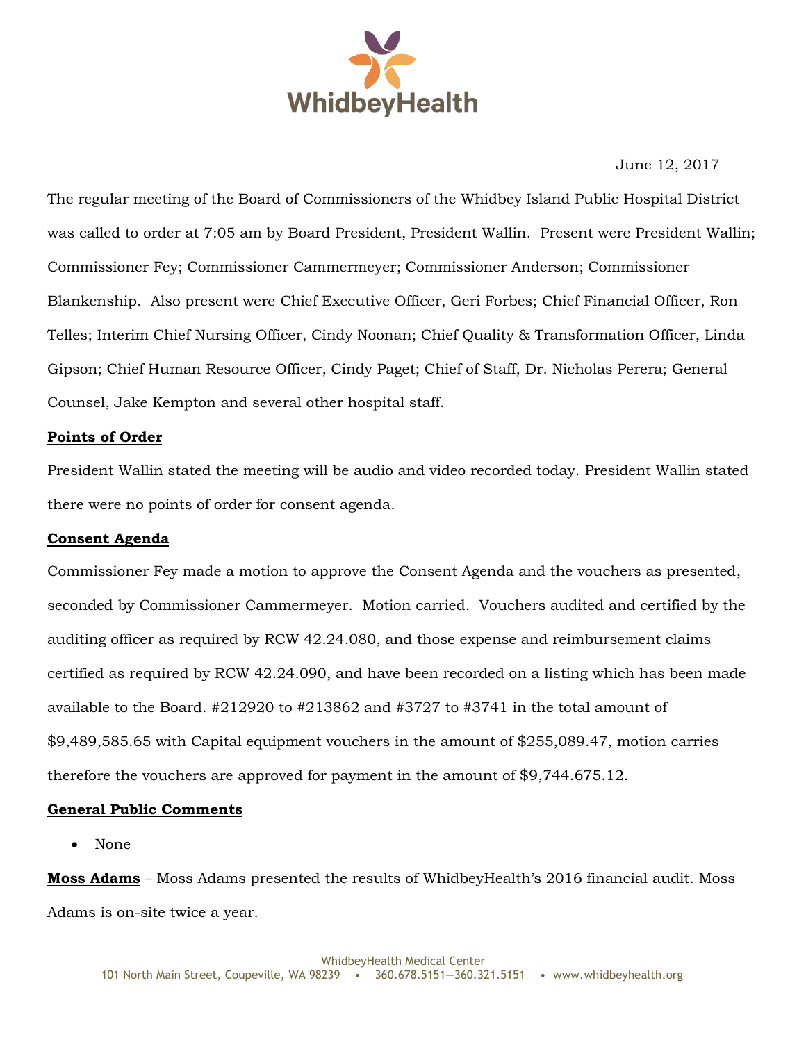June 12, 2017

The regular meeting of the Board of Commissioners of the Whidbey Island Public Hospital District was called to order at 7:05 am by Board President, President Wallin. Present were President Wallin; Commissioner Fey; Commissioner Cammermeyer; Commissioner Anderson; Commissioner Blankenship. Also present were Chief Executive Officer, Geri Forbes; Chief Financial Officer, Ron Telles; Interim Chief Nursing Officer, Cindy Noonan; Chief Quality & Transformation Officer, Linda Gipson; Chief Human Resource Officer, Cindy Paget; Chief of Staff, Dr. Nicholas Perera; General Counsel, Jake Kempton and several other hospital staff.

**Points of Order**

President Wallin stated the meeting will be audio and video recorded today. President Wallin stated there were no points of order for consent agenda.

**Consent Agenda**

Commissioner Fey made a motion to approve the Consent Agenda and the vouchers as presented, seconded by Commissioner Cammermeyer. Motion carried. Vouchers audited and certified by the auditing officer as required by RCW 42.24.080, and those expense and reimbursement claims certified as required by RCW 42.24.090, and have been recorded on a listing which has been made available to the Board. #212920 to #213862 and #3727 to #3741 in the total amount of $9,489,585.65 with Capital equipment vouchers in the amount of $255,089.47, motion carries therefore the vouchers are approved for payment in the amount of $9,744.675.12.

**General Public Comments**

- None

**Moss Adams** – Moss Adams presented the results of WhidbeyHealth's 2016 financial audit. Moss Adams is on-site twice a year.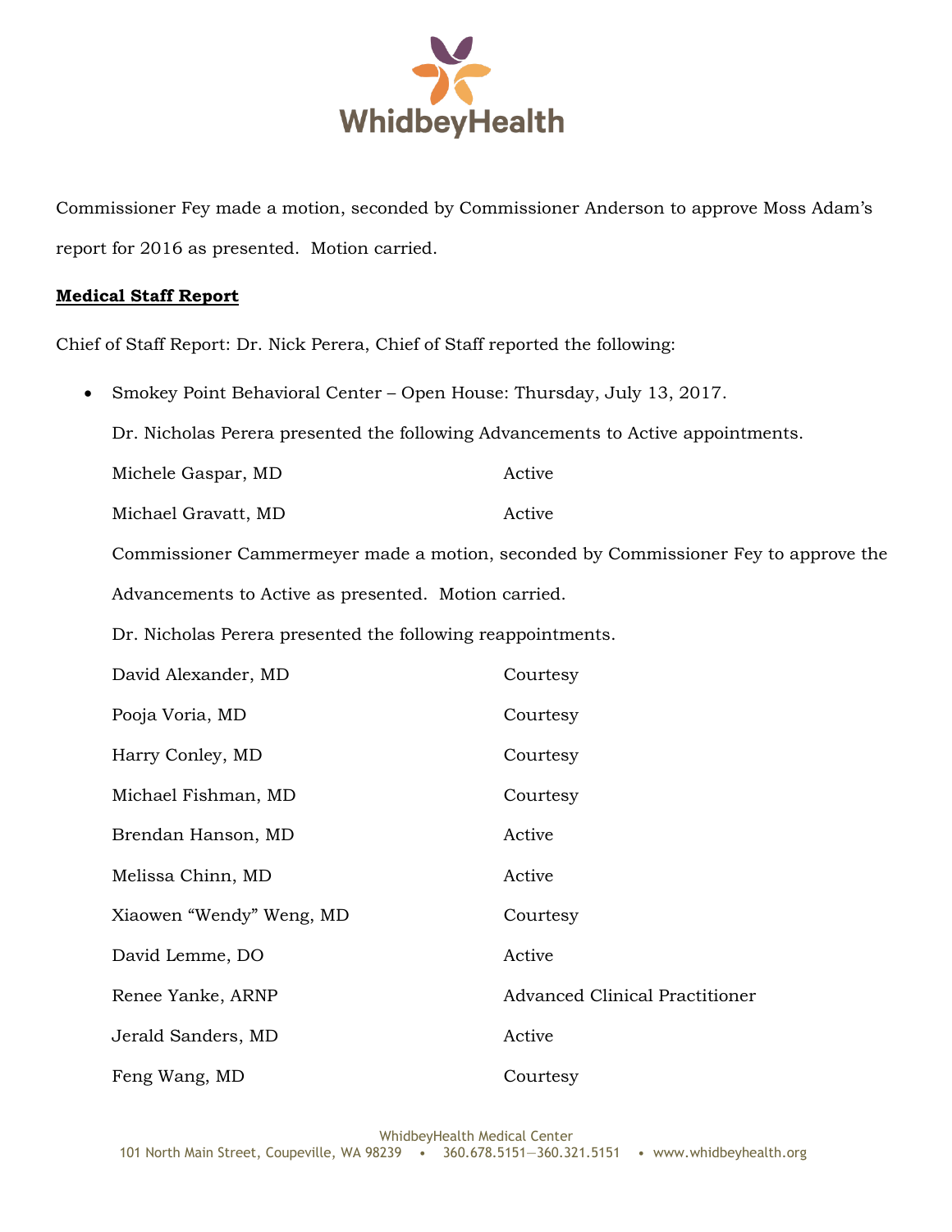Commissioner Fey made a motion, seconded by Commissioner Anderson to approve Moss Adam's report for 2016 as presented. Motion carried.

**Medical Staff Report**

Chief of Staff Report: Dr. Nick Perera, Chief of Staff reported the following:

- Smokey Point Behavioral Center – Open House: Thursday, July 13, 2017.

  Dr. Nicholas Perera presented the following Advancements to Active appointments.

  | | |
  |---|---|
  | Michele Gaspar, MD | Active |
  | Michael Gravatt, MD | Active |

  Commissioner Cammermeyer made a motion, seconded by Commissioner Fey to approve the Advancements to Active as presented. Motion carried.

  Dr. Nicholas Perera presented the following reappointments.

  | | |
  |---|---|
  | David Alexander, MD | Courtesy |
  | Pooja Voria, MD | Courtesy |
  | Harry Conley, MD | Courtesy |
  | Michael Fishman, MD | Courtesy |
  | Brendan Hanson, MD | Active |
  | Melissa Chinn, MD | Active |
  | Xiaowen "Wendy" Weng, MD | Courtesy |
  | David Lemme, DO | Active |
  | Renee Yanke, ARNP | Advanced Clinical Practitioner |
  | Jerald Sanders, MD | Active |
  | Feng Wang, MD | Courtesy |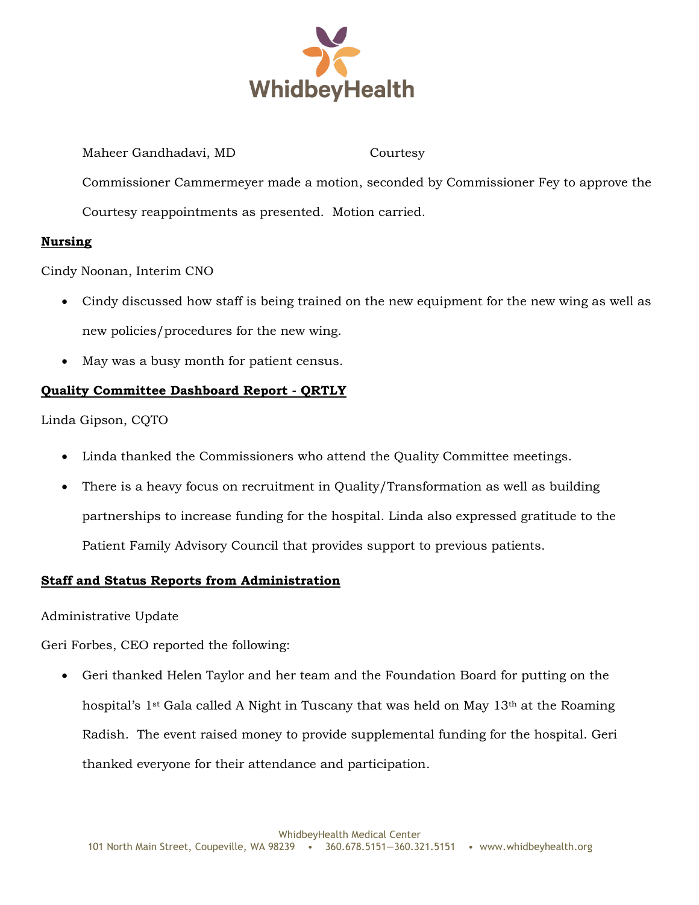Maheer Gandhadavi, MD Courtesy

Commissioner Cammermeyer made a motion, seconded by Commissioner Fey to approve the Courtesy reappointments as presented. Motion carried.

**Nursing**

Cindy Noonan, Interim CNO

- Cindy discussed how staff is being trained on the new equipment for the new wing as well as new policies/procedures for the new wing.
- May was a busy month for patient census.

**Quality Committee Dashboard Report - QRTLY**

Linda Gipson, CQTO

- Linda thanked the Commissioners who attend the Quality Committee meetings.
- There is a heavy focus on recruitment in Quality/Transformation as well as building partnerships to increase funding for the hospital. Linda also expressed gratitude to the Patient Family Advisory Council that provides support to previous patients.

**Staff and Status Reports from Administration**

Administrative Update

Geri Forbes, CEO reported the following:

- Geri thanked Helen Taylor and her team and the Foundation Board for putting on the hospital's 1st Gala called A Night in Tuscany that was held on May 13th at the Roaming Radish. The event raised money to provide supplemental funding for the hospital. Geri thanked everyone for their attendance and participation.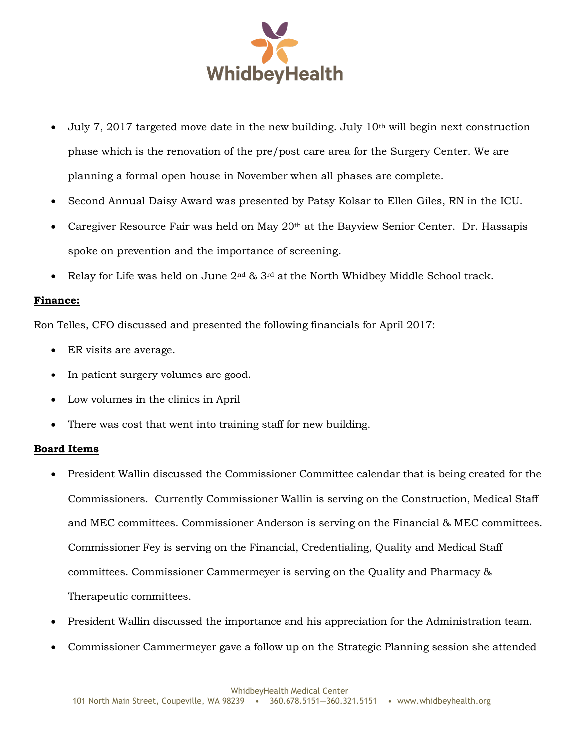- July 7, 2017 targeted move date in the new building. July 10th will begin next construction phase which is the renovation of the pre/post care area for the Surgery Center. We are planning a formal open house in November when all phases are complete.
- Second Annual Daisy Award was presented by Patsy Kolsar to Ellen Giles, RN in the ICU.
- Caregiver Resource Fair was held on May 20th at the Bayview Senior Center. Dr. Hassapis spoke on prevention and the importance of screening.
- Relay for Life was held on June 2nd & 3rd at the North Whidbey Middle School track.

**Finance:**

Ron Telles, CFO discussed and presented the following financials for April 2017:

- ER visits are average.
- In patient surgery volumes are good.
- Low volumes in the clinics in April
- There was cost that went into training staff for new building.

**Board Items**

- President Wallin discussed the Commissioner Committee calendar that is being created for the Commissioners. Currently Commissioner Wallin is serving on the Construction, Medical Staff and MEC committees. Commissioner Anderson is serving on the Financial & MEC committees. Commissioner Fey is serving on the Financial, Credentialing, Quality and Medical Staff committees. Commissioner Cammermeyer is serving on the Quality and Pharmacy & Therapeutic committees.
- President Wallin discussed the importance and his appreciation for the Administration team.
- Commissioner Cammermeyer gave a follow up on the Strategic Planning session she attended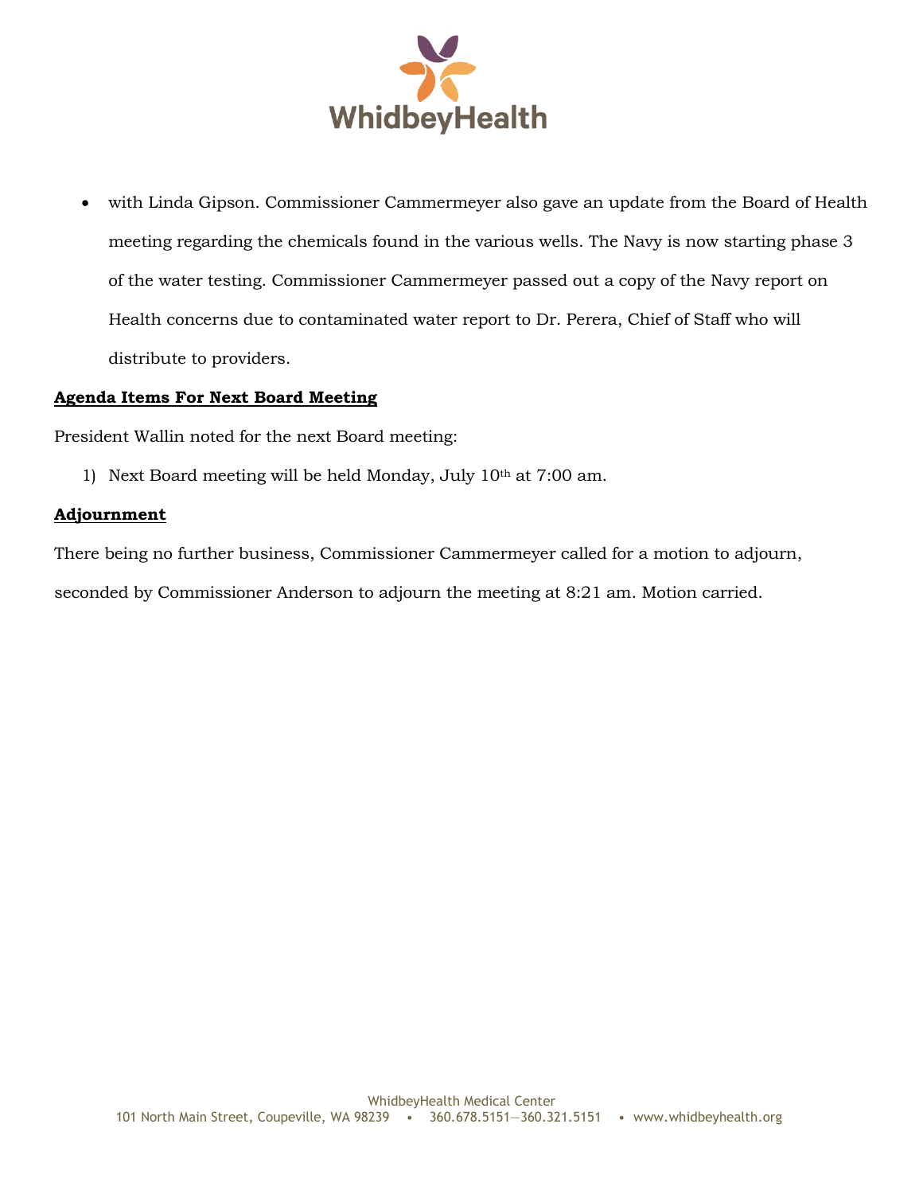- with Linda Gipson. Commissioner Cammermeyer also gave an update from the Board of Health meeting regarding the chemicals found in the various wells. The Navy is now starting phase 3 of the water testing. Commissioner Cammermeyer passed out a copy of the Navy report on Health concerns due to contaminated water report to Dr. Perera, Chief of Staff who will distribute to providers.

**Agenda Items For Next Board Meeting**

President Wallin noted for the next Board meeting:

1) Next Board meeting will be held Monday, July 10th at 7:00 am.

**Adjournment**

There being no further business, Commissioner Cammermeyer called for a motion to adjourn, seconded by Commissioner Anderson to adjourn the meeting at 8:21 am. Motion carried.